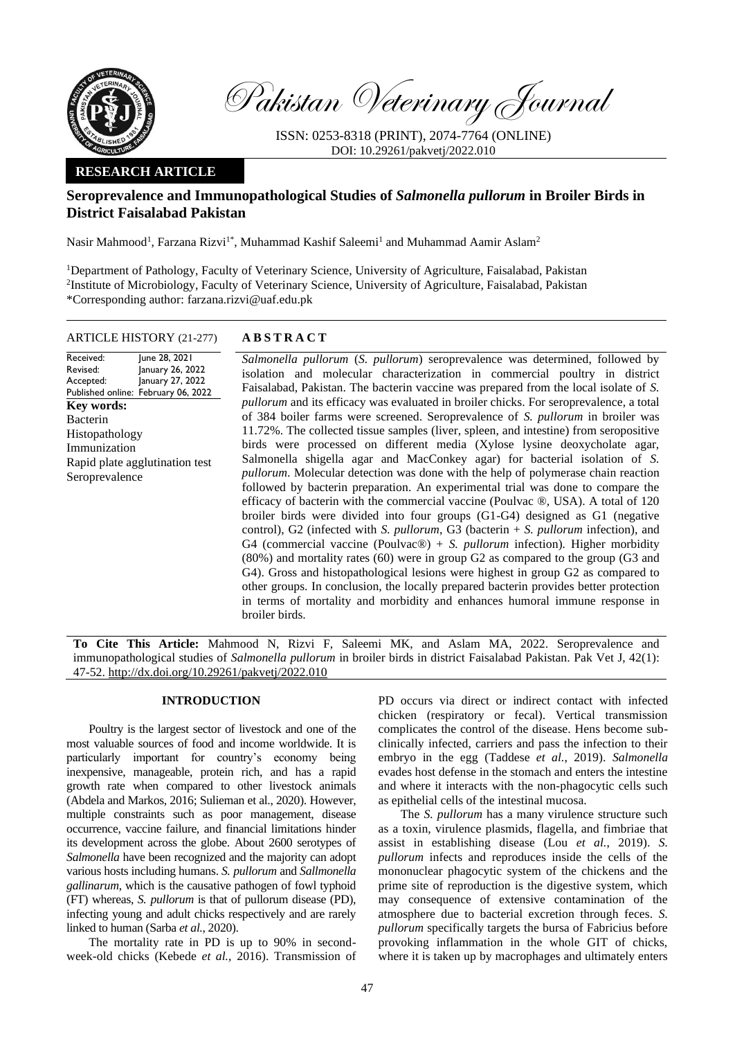# Pakistan Veterinary Journal

ISSN: 0253-8318 (PRINT), 2074-7764 (ONLINE)
DOI: 10.29261/pakvetj/2022.010

**RESEARCH ARTICLE**

## Seroprevalence and Immunopathological Studies of *Salmonella pullorum* in Broiler Birds in District Faisalabad Pakistan

Nasir Mahmood[1], Farzana Rizvi[1*], Muhammad Kashif Saleemi[1] and Muhammad Aamir Aslam[2]

[1]Department of Pathology, Faculty of Veterinary Science, University of Agriculture, Faisalabad, Pakistan
[2]Institute of Microbiology, Faculty of Veterinary Science, University of Agriculture, Faisalabad, Pakistan
*Corresponding author: farzana.rizvi@uaf.edu.pk

**ARTICLE HISTORY (21-277)**

Received: June 28, 2021
Revised: January 26, 2022
Accepted: January 27, 2022
Published online: February 06, 2022

**Key words:**
Bacterin
Histopathology
Immunization
Rapid plate agglutination test
Seroprevalence

**A B S T R A C T**

*Salmonella pullorum* (*S. pullorum*) seroprevalence was determined, followed by isolation and molecular characterization in commercial poultry in district Faisalabad, Pakistan. The bacterin vaccine was prepared from the local isolate of *S. pullorum* and its efficacy was evaluated in broiler chicks. For seroprevalence, a total of 384 boiler farms were screened. Seroprevalence of *S. pullorum* in broiler was 11.72%. The collected tissue samples (liver, spleen, and intestine) from seropositive birds were processed on different media (Xylose lysine deoxycholate agar, Salmonella shigella agar and MacConkey agar) for bacterial isolation of *S. pullorum*. Molecular detection was done with the help of polymerase chain reaction followed by bacterin preparation. An experimental trial was done to compare the efficacy of bacterin with the commercial vaccine (Poulvac ®, USA). A total of 120 broiler birds were divided into four groups (G1-G4) designed as G1 (negative control), G2 (infected with *S. pullorum*, G3 (bacterin + *S. pullorum* infection), and G4 (commercial vaccine (Poulvac®) + *S. pullorum* infection). Higher morbidity (80%) and mortality rates (60) were in group G2 as compared to the group (G3 and G4). Gross and histopathological lesions were highest in group G2 as compared to other groups. In conclusion, the locally prepared bacterin provides better protection in terms of mortality and morbidity and enhances humoral immune response in broiler birds.

**To Cite This Article:** Mahmood N, Rizvi F, Saleemi MK, and Aslam MA, 2022. Seroprevalence and immunopathological studies of *Salmonella pullorum* in broiler birds in district Faisalabad Pakistan. Pak Vet J, 42(1): 47-52. http://dx.doi.org/10.29261/pakvetj/2022.010

### INTRODUCTION

Poultry is the largest sector of livestock and one of the most valuable sources of food and income worldwide. It is particularly important for country's economy being inexpensive, manageable, protein rich, and has a rapid growth rate when compared to other livestock animals (Abdela and Markos, 2016; Sulieman et al., 2020). However, multiple constraints such as poor management, disease occurrence, vaccine failure, and financial limitations hinder its development across the globe. About 2600 serotypes of *Salmonella* have been recognized and the majority can adopt various hosts including humans. *S. pullorum* and *Sallmonella gallinarum*, which is the causative pathogen of fowl typhoid (FT) whereas, *S. pullorum* is that of pullorum disease (PD), infecting young and adult chicks respectively and are rarely linked to human (Sarba *et al.*, 2020).

The mortality rate in PD is up to 90% in second-week-old chicks (Kebede *et al.*, 2016). Transmission of PD occurs via direct or indirect contact with infected chicken (respiratory or fecal). Vertical transmission complicates the control of the disease. Hens become sub-clinically infected, carriers and pass the infection to their embryo in the egg (Taddese *et al.*, 2019). *Salmonella* evades host defense in the stomach and enters the intestine and where it interacts with the non-phagocytic cells such as epithelial cells of the intestinal mucosa.

The *S. pullorum* has a many virulence structure such as a toxin, virulence plasmids, flagella, and fimbriae that assist in establishing disease (Lou *et al.*, 2019). *S. pullorum* infects and reproduces inside the cells of the mononuclear phagocytic system of the chickens and the prime site of reproduction is the digestive system, which may consequence of extensive contamination of the atmosphere due to bacterial excretion through feces. *S. pullorum* specifically targets the bursa of Fabricius before provoking inflammation in the whole GIT of chicks, where it is taken up by macrophages and ultimately enters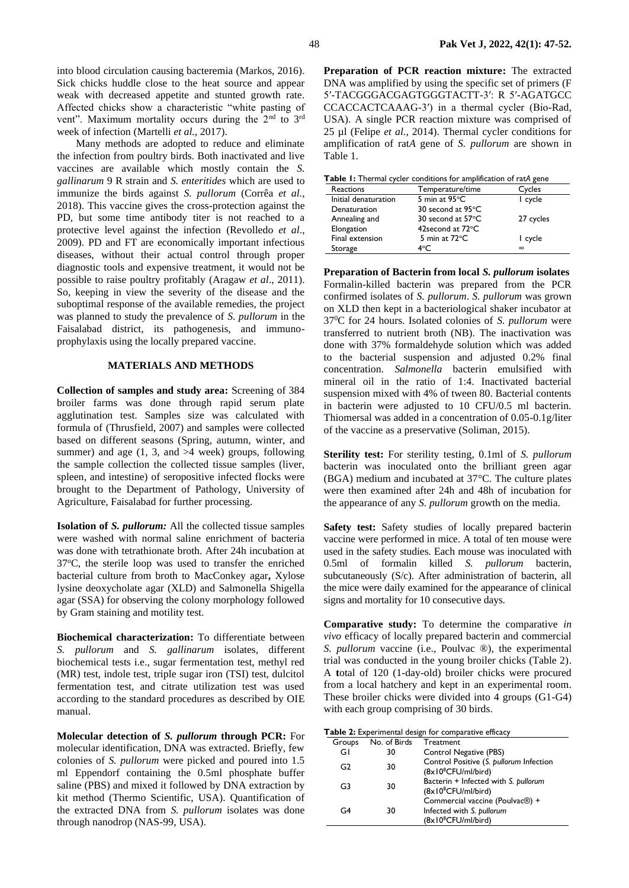into blood circulation causing bacteremia (Markos, 2016). Sick chicks huddle close to the heat source and appear weak with decreased appetite and stunted growth rate. Affected chicks show a characteristic "white pasting of vent". Maximum mortality occurs during the 2nd to 3rd week of infection (Martelli *et al.*, 2017).

Many methods are adopted to reduce and eliminate the infection from poultry birds. Both inactivated and live vaccines are available which mostly contain the *S. gallinarum* 9 R strain and *S. enteritides* which are used to immunize the birds against *S. pullorum* (Corrêa *et al.*, 2018). This vaccine gives the cross-protection against the PD, but some time antibody titer is not reached to a protective level against the infection (Revolledo *et al*., 2009). PD and FT are economically important infectious diseases, without their actual control through proper diagnostic tools and expensive treatment, it would not be possible to raise poultry profitably (Aragaw *et al*., 2011). So, keeping in view the severity of the disease and the suboptimal response of the available remedies, the project was planned to study the prevalence of *S. pullorum* in the Faisalabad district, its pathogenesis, and immuno-prophylaxis using the locally prepared vaccine.

## MATERIALS AND METHODS

**Collection of samples and study area:** Screening of 384 broiler farms was done through rapid serum plate agglutination test. Samples size was calculated with formula of (Thrusfield, 2007) and samples were collected based on different seasons (Spring, autumn, winter, and summer) and age (1, 3, and >4 week) groups, following the sample collection the collected tissue samples (liver, spleen, and intestine) of seropositive infected flocks were brought to the Department of Pathology, University of Agriculture, Faisalabad for further processing.

**Isolation of *S. pullorum:*** All the collected tissue samples were washed with normal saline enrichment of bacteria was done with tetrathionate broth. After 24h incubation at 37°C, the sterile loop was used to transfer the enriched bacterial culture from broth to MacConkey agar**,** Xylose lysine deoxycholate agar (XLD) and Salmonella Shigella agar (SSA) for observing the colony morphology followed by Gram staining and motility test.

**Biochemical characterization:** To differentiate between *S. pullorum* and *S. gallinarum* isolates, different biochemical tests i.e., sugar fermentation test, methyl red (MR) test, indole test, triple sugar iron (TSI) test, dulcitol fermentation test, and citrate utilization test was used according to the standard procedures as described by OIE manual.

**Molecular detection of *S. pullorum* through PCR:** For molecular identification, DNA was extracted. Briefly, few colonies of *S. pullorum* were picked and poured into 1.5 ml Eppendorf containing the 0.5ml phosphate buffer saline (PBS) and mixed it followed by DNA extraction by kit method (Thermo Scientific, USA). Quantification of the extracted DNA from *S. pullorum* isolates was done through nanodrop (NAS-99, USA).

**Preparation of PCR reaction mixture:** The extracted DNA was amplified by using the specific set of primers (F 5′-TACGGGACGAGTGGGTACTT-3′: R 5′-AGATGCC CCACCACTCAAAG-3′) in a thermal cycler (Bio-Rad, USA). A single PCR reaction mixture was comprised of 25 µl (Felipe *et al.*, 2014). Thermal cycler conditions for amplification of rat*A* gene of *S. pullorum* are shown in Table 1.

**Table 1:** Thermal cycler conditions for amplification of rat*A* gene

| Reactions | Temperature/time | Cycles |
|---|---|---|
| Initial denaturation | 5 min at 95°C | 1 cycle |
| Denaturation | 30 second at 95°C | |
| Annealing and | 30 second at 57°C | 27 cycles |
| Elongation | 42second at 72°C | |
| Final extension | 5 min at 72°C | 1 cycle |
| Storage | 4°C | ∞ |

**Preparation of Bacterin from local *S. pullorum* isolates** Formalin-killed bacterin was prepared from the PCR confirmed isolates of *S. pullorum*. *S. pullorum* was grown on XLD then kept in a bacteriological shaker incubator at 37°C for 24 hours. Isolated colonies of *S. pullorum* were transferred to nutrient broth (NB). The inactivation was done with 37% formaldehyde solution which was added to the bacterial suspension and adjusted 0.2% final concentration. *Salmonella* bacterin emulsified with mineral oil in the ratio of 1:4. Inactivated bacterial suspension mixed with 4% of tween 80. Bacterial contents in bacterin were adjusted to 10 CFU/0.5 ml bacterin. Thiomersal was added in a concentration of 0.05-0.1g/liter of the vaccine as a preservative (Soliman, 2015).

**Sterility test:** For sterility testing, 0.1ml of *S. pullorum* bacterin was inoculated onto the brilliant green agar (BGA) medium and incubated at 37°C. The culture plates were then examined after 24h and 48h of incubation for the appearance of any *S. pullorum* growth on the media.

**Safety test:** Safety studies of locally prepared bacterin vaccine were performed in mice. A total of ten mouse were used in the safety studies. Each mouse was inoculated with 0.5ml of formalin killed *S. pullorum* bacterin, subcutaneously (S/c). After administration of bacterin, all the mice were daily examined for the appearance of clinical signs and mortality for 10 consecutive days.

**Comparative study:** To determine the comparative *in vivo* efficacy of locally prepared bacterin and commercial *S. pullorum* vaccine (i.e., Poulvac ®), the experimental trial was conducted in the young broiler chicks (Table 2). A **t**otal of 120 (1-day-old) broiler chicks were procured from a local hatchery and kept in an experimental room. These broiler chicks were divided into 4 groups (G1-G4) with each group comprising of 30 birds.

**Table 2:** Experimental design for comparative efficacy

| Groups | No. of Birds | Treatment |
|---|---|---|
| G1 | 30 | Control Negative (PBS) |
| G2 | 30 | Control Positive (*S. pullorum* Infection ($8\times10^8$CFU/ml/bird) |
| G3 | 30 | Bacterin + Infected with *S. pullorum* ($8\times10^8$CFU/ml/bird) |
| G4 | 30 | Commercial vaccine (Poulvac®) + Infected with *S. pullorum* ($8\times10^8$CFU/ml/bird) |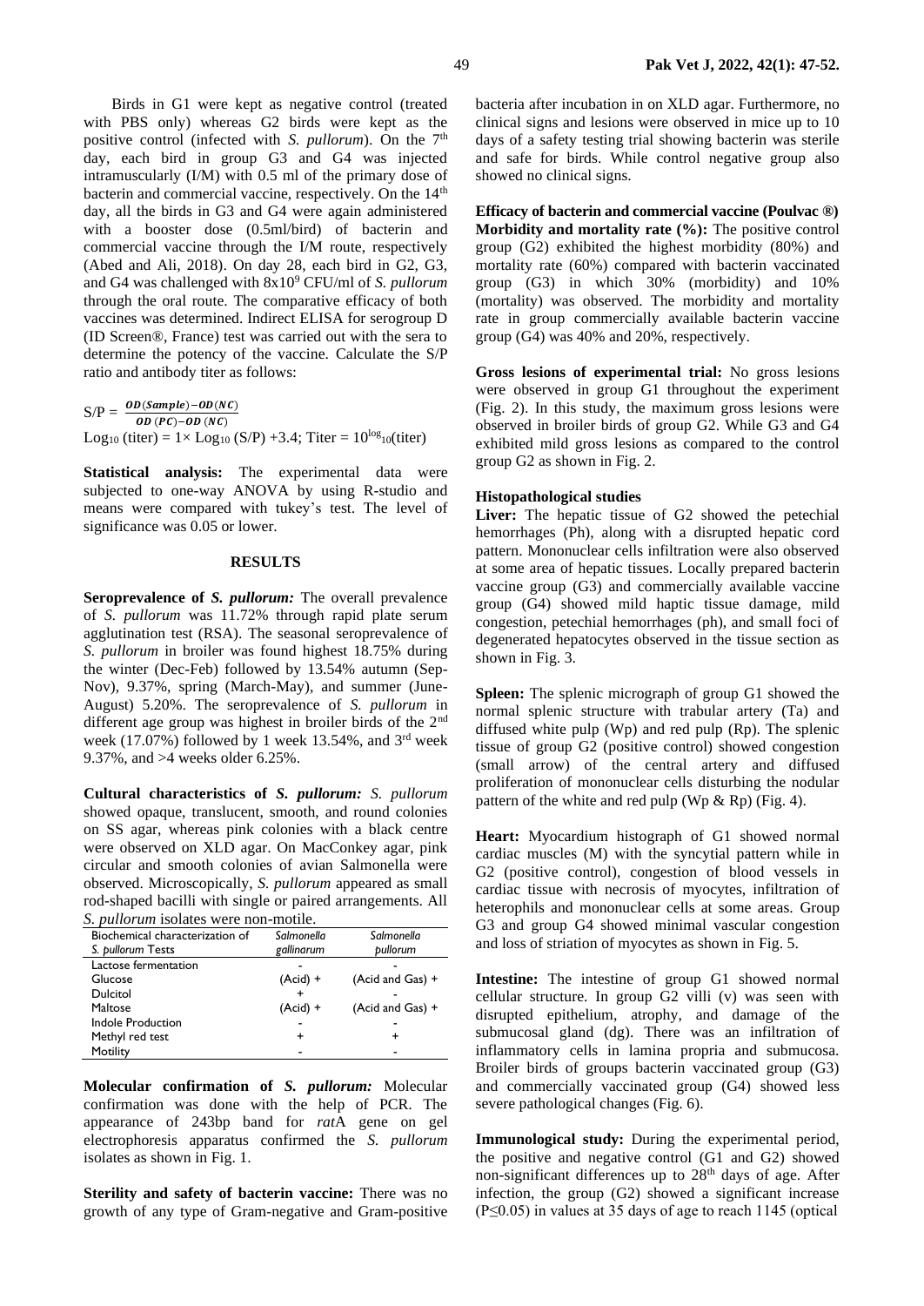Birds in G1 were kept as negative control (treated with PBS only) whereas G2 birds were kept as the positive control (infected with *S. pullorum*). On the 7th day, each bird in group G3 and G4 was injected intramuscularly (I/M) with 0.5 ml of the primary dose of bacterin and commercial vaccine, respectively. On the 14th day, all the birds in G3 and G4 were again administered with a booster dose (0.5ml/bird) of bacterin and commercial vaccine through the I/M route, respectively (Abed and Ali, 2018). On day 28, each bird in G2, G3, and G4 was challenged with $8 \times 10^9$ CFU/ml of *S. pullorum* through the oral route. The comparative efficacy of both vaccines was determined. Indirect ELISA for serogroup D (ID Screen®, France) test was carried out with the sera to determine the potency of the vaccine. Calculate the S/P ratio and antibody titer as follows:

$$S/P = \frac{OD(Sample) - OD(NC)}{OD(PC) - OD(NC)}$$

$Log_{10}$ (titer) = $1 \times Log_{10}$ (S/P) +3.4; Titer = $10^{log_{10}(titer)}$

**Statistical analysis:** The experimental data were subjected to one-way ANOVA by using R-studio and means were compared with tukey's test. The level of significance was 0.05 or lower.

## RESULTS

**Seroprevalence of *S. pullorum:*** The overall prevalence of *S. pullorum* was 11.72% through rapid plate serum agglutination test (RSA). The seasonal seroprevalence of *S. pullorum* in broiler was found highest 18.75% during the winter (Dec-Feb) followed by 13.54% autumn (Sep-Nov), 9.37%, spring (March-May), and summer (June-August) 5.20%. The seroprevalence of *S. pullorum* in different age group was highest in broiler birds of the 2nd week (17.07%) followed by 1 week 13.54%, and 3rd week 9.37%, and >4 weeks older 6.25%.

**Cultural characteristics of *S. pullorum:*** *S. pullorum* showed opaque, translucent, smooth, and round colonies on SS agar, whereas pink colonies with a black centre were observed on XLD agar. On MacConkey agar, pink circular and smooth colonies of avian Salmonella were observed. Microscopically, *S. pullorum* appeared as small rod-shaped bacilli with single or paired arrangements. All *S. pullorum* isolates were non-motile.

| Biochemical characterization of *S. pullorum* Tests | *Salmonella gallinarum* | *Salmonella pullorum* |
|---|---|---|
| Lactose fermentation | - | - |
| Glucose | (Acid) + | (Acid and Gas) + |
| Dulcitol | + | - |
| Maltose | (Acid) + | (Acid and Gas) + |
| Indole Production | - | - |
| Methyl red test | + | + |
| Motility | - | - |

**Molecular confirmation of *S. pullorum:*** Molecular confirmation was done with the help of PCR. The appearance of 243bp band for *rat*A gene on gel electrophoresis apparatus confirmed the *S. pullorum* isolates as shown in Fig. 1.

**Sterility and safety of bacterin vaccine:** There was no growth of any type of Gram-negative and Gram-positive bacteria after incubation in on XLD agar. Furthermore, no clinical signs and lesions were observed in mice up to 10 days of a safety testing trial showing bacterin was sterile and safe for birds. While control negative group also showed no clinical signs.

**Efficacy of bacterin and commercial vaccine (Poulvac ®)**
**Morbidity and mortality rate (%):** The positive control group (G2) exhibited the highest morbidity (80%) and mortality rate (60%) compared with bacterin vaccinated group (G3) in which 30% (morbidity) and 10% (mortality) was observed. The morbidity and mortality rate in group commercially available bacterin vaccine group (G4) was 40% and 20%, respectively.

**Gross lesions of experimental trial:** No gross lesions were observed in group G1 throughout the experiment (Fig. 2). In this study, the maximum gross lesions were observed in broiler birds of group G2. While G3 and G4 exhibited mild gross lesions as compared to the control group G2 as shown in Fig. 2.

### Histopathological studies

**Liver:** The hepatic tissue of G2 showed the petechial hemorrhages (Ph), along with a disrupted hepatic cord pattern. Mononuclear cells infiltration were also observed at some area of hepatic tissues. Locally prepared bacterin vaccine group (G3) and commercially available vaccine group (G4) showed mild haptic tissue damage, mild congestion, petechial hemorrhages (ph), and small foci of degenerated hepatocytes observed in the tissue section as shown in Fig. 3.

**Spleen:** The splenic micrograph of group G1 showed the normal splenic structure with trabular artery (Ta) and diffused white pulp (Wp) and red pulp (Rp). The splenic tissue of group G2 (positive control) showed congestion (small arrow) of the central artery and diffused proliferation of mononuclear cells disturbing the nodular pattern of the white and red pulp (Wp & Rp) (Fig. 4).

**Heart:** Myocardium histograph of G1 showed normal cardiac muscles (M) with the syncytial pattern while in G2 (positive control), congestion of blood vessels in cardiac tissue with necrosis of myocytes, infiltration of heterophils and mononuclear cells at some areas. Group G3 and group G4 showed minimal vascular congestion and loss of striation of myocytes as shown in Fig. 5.

**Intestine:** The intestine of group G1 showed normal cellular structure. In group G2 villi (v) was seen with disrupted epithelium, atrophy, and damage of the submucosal gland (dg). There was an infiltration of inflammatory cells in lamina propria and submucosa. Broiler birds of groups bacterin vaccinated group (G3) and commercially vaccinated group (G4) showed less severe pathological changes (Fig. 6).

**Immunological study:** During the experimental period, the positive and negative control (G1 and G2) showed non-significant differences up to 28th days of age. After infection, the group (G2) showed a significant increase ($P \leq 0.05$) in values at 35 days of age to reach 1145 (optical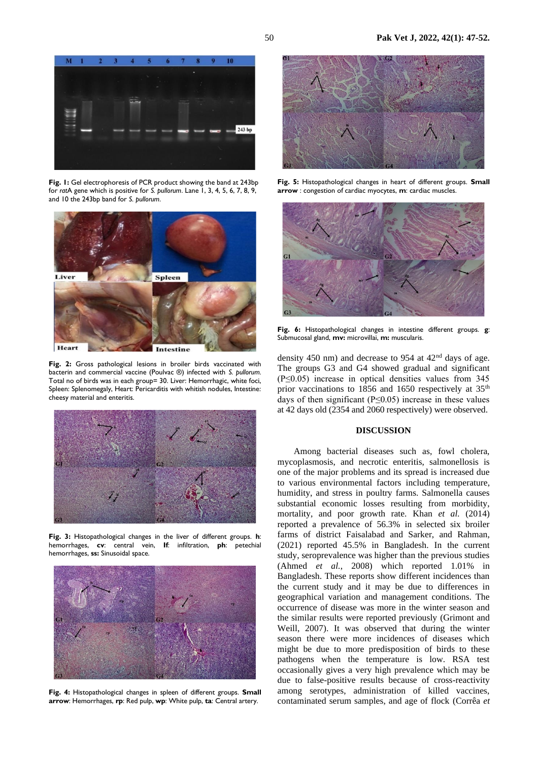Fig. 1: Gel electrophoresis of PCR product showing the band at 243bp for *rat*A gene which is positive for *S. pullorum*. Lane 1, 3, 4, 5, 6, 7, 8, 9, and 10 the 243bp band for *S. pullorum*.

Fig. 2: Gross pathological lesions in broiler birds vaccinated with bacterin and commercial vaccine (Poulvac ®) infected with *S. pullorum*. Total no of birds was in each group= 30. Liver: Hemorrhagic, white foci, Spleen: Splenomegaly, Heart: Pericarditis with whitish nodules, Intestine: cheesy material and enteritis.

**Fig. 3:** Histopathological changes in the liver of different groups. **h**: hemorrhages, **cv**: central vein, **lf**: infiltration, **ph**: petechial hemorrhages, **ss:** Sinusoidal space.

**Fig. 4:** Histopathological changes in spleen of different groups. **Small arrow**: Hemorrhages, **rp**: Red pulp, **wp**: White pulp, **ta**: Central artery.

**Fig. 5:** Histopathological changes in heart of different groups. **Small arrow** : congestion of cardiac myocytes, **m**: cardiac muscles.

**Fig. 6:** Histopathological changes in intestine different groups. **g**: Submucosal gland, **mv:** microvilli, **m:** muscularis.

density 450 nm) and decrease to 954 at 42[nd] days of age. The groups G3 and G4 showed gradual and significant ($P\leq0.05$) increase in optical densities values from 345 prior vaccinations to 1856 and 1650 respectively at 35[th] days of then significant ($P\leq0.05$) increase in these values at 42 days old (2354 and 2060 respectively) were observed.

## DISCUSSION

Among bacterial diseases such as, fowl cholera, mycoplasmosis, and necrotic enteritis, salmonellosis is one of the major problems and its spread is increased due to various environmental factors including temperature, humidity, and stress in poultry farms. Salmonella causes substantial economic losses resulting from morbidity, mortality, and poor growth rate. Khan *et al.* (2014) reported a prevalence of 56.3% in selected six broiler farms of district Faisalabad and Sarker, and Rahman, (2021) reported 45.5% in Bangladesh. In the current study, seroprevalence was higher than the previous studies (Ahmed *et al.*, 2008) which reported 1.01% in Bangladesh. These reports show different incidences than the current study and it may be due to differences in geographical variation and management conditions. The occurrence of disease was more in the winter season and the similar results were reported previously (Grimont and Weill, 2007). It was observed that during the winter season there were more incidences of diseases which might be due to more predisposition of birds to these pathogens when the temperature is low. RSA test occasionally gives a very high prevalence which may be due to false-positive results because of cross-reactivity among serotypes, administration of killed vaccines, contaminated serum samples, and age of flock (Corrêa *et*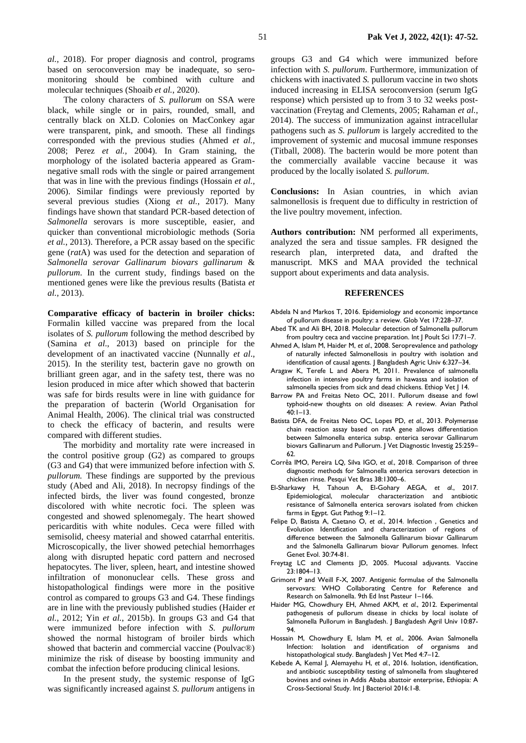*al.*, 2018). For proper diagnosis and control, programs based on seroconversion may be inadequate, so sero-monitoring should be combined with culture and molecular techniques (Shoaib *et al.*, 2020).

The colony characters of *S. pullorum* on SSA were black, while single or in pairs, rounded, small, and centrally black on XLD. Colonies on MacConkey agar were transparent, pink, and smooth. These all findings corresponded with the previous studies (Ahmed *et al.*, 2008; Perez *et al.*, 2004). In Gram staining, the morphology of the isolated bacteria appeared as Gram-negative small rods with the single or paired arrangement that was in line with the previous findings (Hossain *et al.*, 2006). Similar findings were previously reported by several previous studies (Xiong *et al.*, 2017). Many findings have shown that standard PCR-based detection of *Salmonella* serovars is more susceptible, easier, and quicker than conventional microbiologic methods (Soria *et al.*, 2013). Therefore, a PCR assay based on the specific gene (*rat*A) was used for the detection and separation of *Salmonella serovar Gallinarum biovars gallinarum* & *pullorum*. In the current study, findings based on the mentioned genes were like the previous results (Batista *et al.*, 2013).

**Comparative efficacy of bacterin in broiler chicks:** Formalin killed vaccine was prepared from the local isolates of *S. pullorum* following the method described by (Samina *et al*., 2013) based on principle for the development of an inactivated vaccine (Nunnally *et al*., 2015). In the sterility test, bacterin gave no growth on brilliant green agar, and in the safety test, there was no lesion produced in mice after which showed that bacterin was safe for birds results were in line with guidance for the preparation of bacterin (World Organisation for Animal Health, 2006). The clinical trial was constructed to check the efficacy of bacterin, and results were compared with different studies.

The morbidity and mortality rate were increased in the control positive group (G2) as compared to groups (G3 and G4) that were immunized before infection with *S. pullorum.* These findings are supported by the previous study (Abed and Ali, 2018). In necropsy findings of the infected birds, the liver was found congested, bronze discolored with white necrotic foci. The spleen was congested and showed splenomegaly. The heart showed pericarditis with white nodules. Ceca were filled with semisolid, cheesy material and showed catarrhal enteritis. Microscopically, the liver showed petechial hemorrhages along with disrupted hepatic cord pattern and necrosed hepatocytes. The liver, spleen, heart, and intestine showed infiltration of mononuclear cells. These gross and histopathological findings were more in the positive control as compared to groups G3 and G4. These findings are in line with the previously published studies (Haider *et al.*, 2012; Yin *et al.*, 2015b). In groups G3 and G4 that were immunized before infection with *S. pullorum* showed the normal histogram of broiler birds which showed that bacterin and commercial vaccine (Poulvac®) minimize the risk of disease by boosting immunity and combat the infection before producing clinical lesions.

In the present study, the systemic response of IgG was significantly increased against *S. pullorum* antigens in groups G3 and G4 which were immunized before infection with *S. pullorum*. Furthermore, immunization of chickens with inactivated *S.* pullorum vaccine in two shots induced increasing in ELISA seroconversion (serum IgG response) which persisted up to from 3 to 32 weeks post-vaccination (Freytag and Clements, 2005; Rahaman *et al.*, 2014). The success of immunization against intracellular pathogens such as *S. pullorum* is largely accredited to the improvement of systemic and mucosal immune responses (Titball, 2008). The bacterin would be more potent than the commercially available vaccine because it was produced by the locally isolated *S. pullorum*.

**Conclusions:** In Asian countries, in which avian salmonellosis is frequent due to difficulty in restriction of the live poultry movement, infection.

**Authors contribution:** NM performed all experiments, analyzed the sera and tissue samples. FR designed the research plan, interpreted data, and drafted the manuscript. MKS and MAA provided the technical support about experiments and data analysis.

## REFERENCES

Abdela N and Markos T, 2016. Epidemiology and economic importance of pullorum disease in poultry: a review. Glob Vet 17:228–37.

Abed TK and Ali BH, 2018. Molecular detection of Salmonella pullorum from poultry ceca and vaccine preparation. Int J Poult Sci 17:71–7.

Ahmed A, Islam M, Haider M, *et al*., 2008. Seroprevalence and pathology of naturally infected Salmonellosis in poultry with isolation and identification of causal agents. J Bangladesh Agric Univ 6:327–34.

Aragaw K, Terefe L and Abera M, 2011. Prevalence of salmonella infection in intensive poultry farms in hawassa and isolation of salmonella species from sick and dead chickens. Ethiop Vet J 14.

Barrow PA and Freitas Neto OC, 2011. Pullorum disease and fowl typhoid-new thoughts on old diseases: A review. Avian Pathol 40:1–13.

Batista DFA, de Freitas Neto OC, Lopes PD, *et al*., 2013. Polymerase chain reaction assay based on ratA gene allows differentiation between Salmonella enterica subsp. enterica serovar Gallinarum biovars Gallinarum and Pullorum. J Vet Diagnostic Investig 25:259–62.

Corrêa IMO, Pereira LQ, Silva IGO, *et al*., 2018. Comparison of three diagnostic methods for Salmonella enterica serovars detection in chicken rinse. Pesqui Vet Bras 38:1300–6.

El-Sharkawy H, Tahoun A, El-Gohary AEGA, *et al*., 2017. Epidemiological, molecular characterization and antibiotic resistance of Salmonella enterica serovars isolated from chicken farms in Egypt. Gut Pathog 9:1–12.

Felipe D, Batista A, Caetano O, *et al*., 2014. Infection , Genetics and Evolution Identification and characterization of regions of difference between the Salmonella Gallinarum biovar Gallinarum and the Salmonella Gallinarum biovar Pullorum genomes. Infect Genet Evol. 30:74-81.

Freytag LC and Clements JD, 2005. Mucosal adjuvants. Vaccine 23:1804–13.

Grimont P and Weill F-X, 2007. Antigenic formulae of the Salmonella servovars: WHO Collaborating Centre for Reference and Research on Salmonella. 9th Ed Inst Pasteur 1–166.

Haider MG, Chowdhury EH, Ahmed AKM, *et al*., 2012. Experimental pathogenesis of pullorum disease in chicks by local isolate of Salmonella Pullorum in Bangladesh. J Bangladesh Agril Univ 10:87-94.

Hossain M, Chowdhury E, Islam M, *et al*., 2006. Avian Salmonella Infection: Isolation and identification of organisms and histopathological study. Bangladesh J Vet Med 4:7–12.

Kebede A, Kemal J, Alemayehu H, *et al*., 2016. Isolation, identification, and antibiotic susceptibility testing of salmonella from slaughtered bovines and ovines in Addis Ababa abattoir enterprise, Ethiopia: A Cross-Sectional Study. Int J Bacteriol 2016:1-8.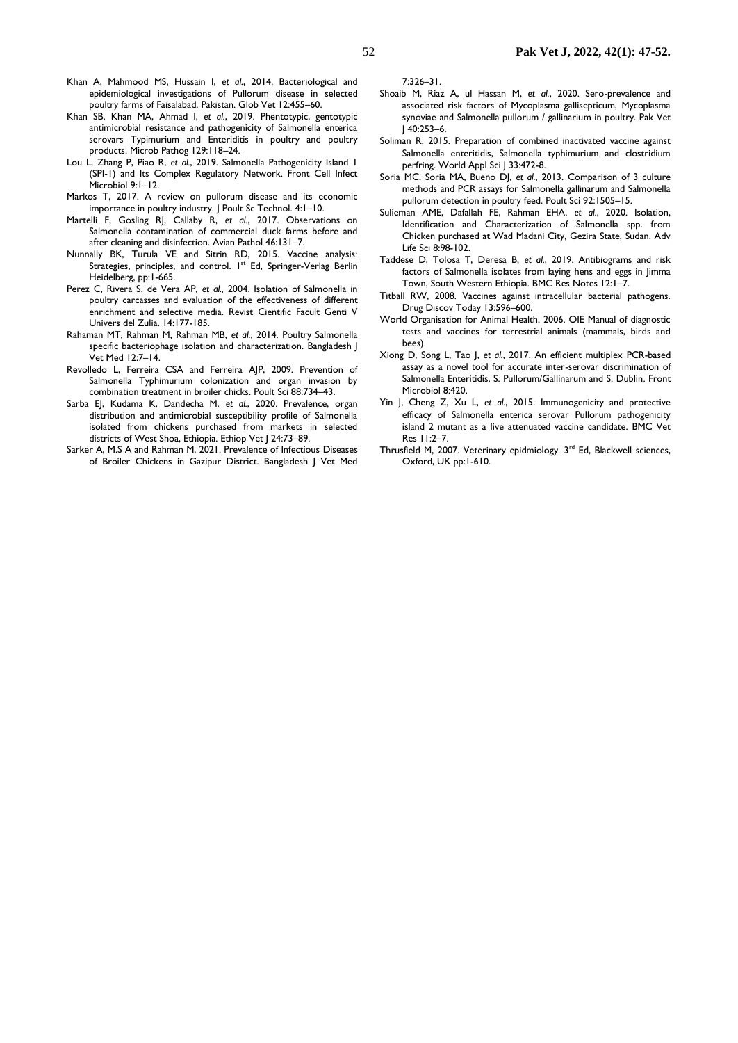Khan A, Mahmood MS, Hussain I, *et al*., 2014. Bacteriological and epidemiological investigations of Pullorum disease in selected poultry farms of Faisalabad, Pakistan. Glob Vet 12:455–60.

Khan SB, Khan MA, Ahmad I, *et al*., 2019. Phentotypic, gentotypic antimicrobial resistance and pathogenicity of Salmonella enterica serovars Typimurium and Enteriditis in poultry and poultry products. Microb Pathog 129:118–24.

Lou L, Zhang P, Piao R, *et al*., 2019. Salmonella Pathogenicity Island 1 (SPI-1) and Its Complex Regulatory Network. Front Cell Infect Microbiol 9:1–12.

Markos T, 2017. A review on pullorum disease and its economic importance in poultry industry. J Poult Sc Technol. 4:1–10.

Martelli F, Gosling RJ, Callaby R, *et al*., 2017. Observations on Salmonella contamination of commercial duck farms before and after cleaning and disinfection. Avian Pathol 46:131–7.

Nunnally BK, Turula VE and Sitrin RD, 2015. Vaccine analysis: Strategies, principles, and control. 1st Ed, Springer-Verlag Berlin Heidelberg, pp:1-665.

Perez C, Rivera S, de Vera AP, *et al.,* 2004. Isolation of Salmonella in poultry carcasses and evaluation of the effectiveness of different enrichment and selective media. Revist Cientific Facult Genti V Univers del Zulia. 14:177-185.

Rahaman MT, Rahman M, Rahman MB, *et al*., 2014. Poultry Salmonella specific bacteriophage isolation and characterization. Bangladesh J Vet Med 12:7–14.

Revolledo L, Ferreira CSA and Ferreira AJP, 2009. Prevention of Salmonella Typhimurium colonization and organ invasion by combination treatment in broiler chicks. Poult Sci 88:734–43.

Sarba EJ, Kudama K, Dandecha M, *et al*., 2020. Prevalence, organ distribution and antimicrobial susceptibility profile of Salmonella isolated from chickens purchased from markets in selected districts of West Shoa, Ethiopia. Ethiop Vet J 24:73–89.

Sarker A, M.S A and Rahman M, 2021. Prevalence of Infectious Diseases of Broiler Chickens in Gazipur District. Bangladesh J Vet Med 7:326–31.

Shoaib M, Riaz A, ul Hassan M, *et al*., 2020. Sero-prevalence and associated risk factors of Mycoplasma gallisepticum, Mycoplasma synoviae and Salmonella pullorum / gallinarium in poultry. Pak Vet J 40:253–6.

Soliman R, 2015. Preparation of combined inactivated vaccine against Salmonella enteritidis, Salmonella typhimurium and clostridium perfring. World Appl Sci J 33:472-8.

Soria MC, Soria MA, Bueno DJ, *et al*., 2013. Comparison of 3 culture methods and PCR assays for Salmonella gallinarum and Salmonella pullorum detection in poultry feed. Poult Sci 92:1505–15.

Sulieman AME, Dafallah FE, Rahman EHA, *et al*., 2020. Isolation, Identification and Characterization of Salmonella spp. from Chicken purchased at Wad Madani City, Gezira State, Sudan. Adv Life Sci 8:98-102.

Taddese D, Tolosa T, Deresa B, *et al*., 2019. Antibiograms and risk factors of Salmonella isolates from laying hens and eggs in Jimma Town, South Western Ethiopia. BMC Res Notes 12:1–7.

Titball RW, 2008. Vaccines against intracellular bacterial pathogens. Drug Discov Today 13:596–600.

World Organisation for Animal Health, 2006. OIE Manual of diagnostic tests and vaccines for terrestrial animals (mammals, birds and bees).

Xiong D, Song L, Tao J, *et al*., 2017. An efficient multiplex PCR-based assay as a novel tool for accurate inter-serovar discrimination of Salmonella Enteritidis, S. Pullorum/Gallinarum and S. Dublin. Front Microbiol 8:420.

Yin J, Cheng Z, Xu L, *et al*., 2015. Immunogenicity and protective efficacy of Salmonella enterica serovar Pullorum pathogenicity island 2 mutant as a live attenuated vaccine candidate. BMC Vet Res 11:2–7.

Thrusfield M, 2007. Veterinary epidmiology. 3rd Ed, Blackwell sciences, Oxford, UK pp:1-610.